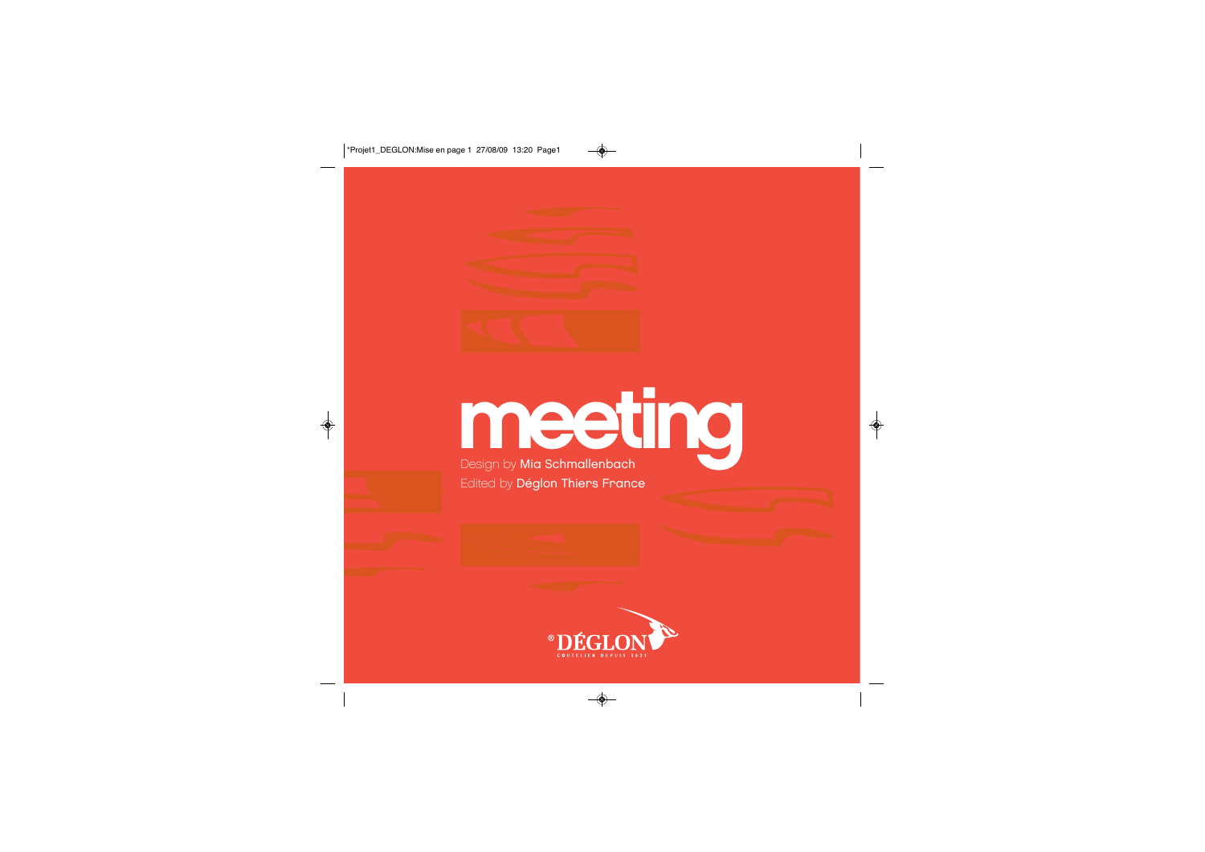# meeting

Design by **Mia Schmallenbach**

Edited by **Déglon Thiers France**

®DÉGLON

COUTELIER DEPUIS 1921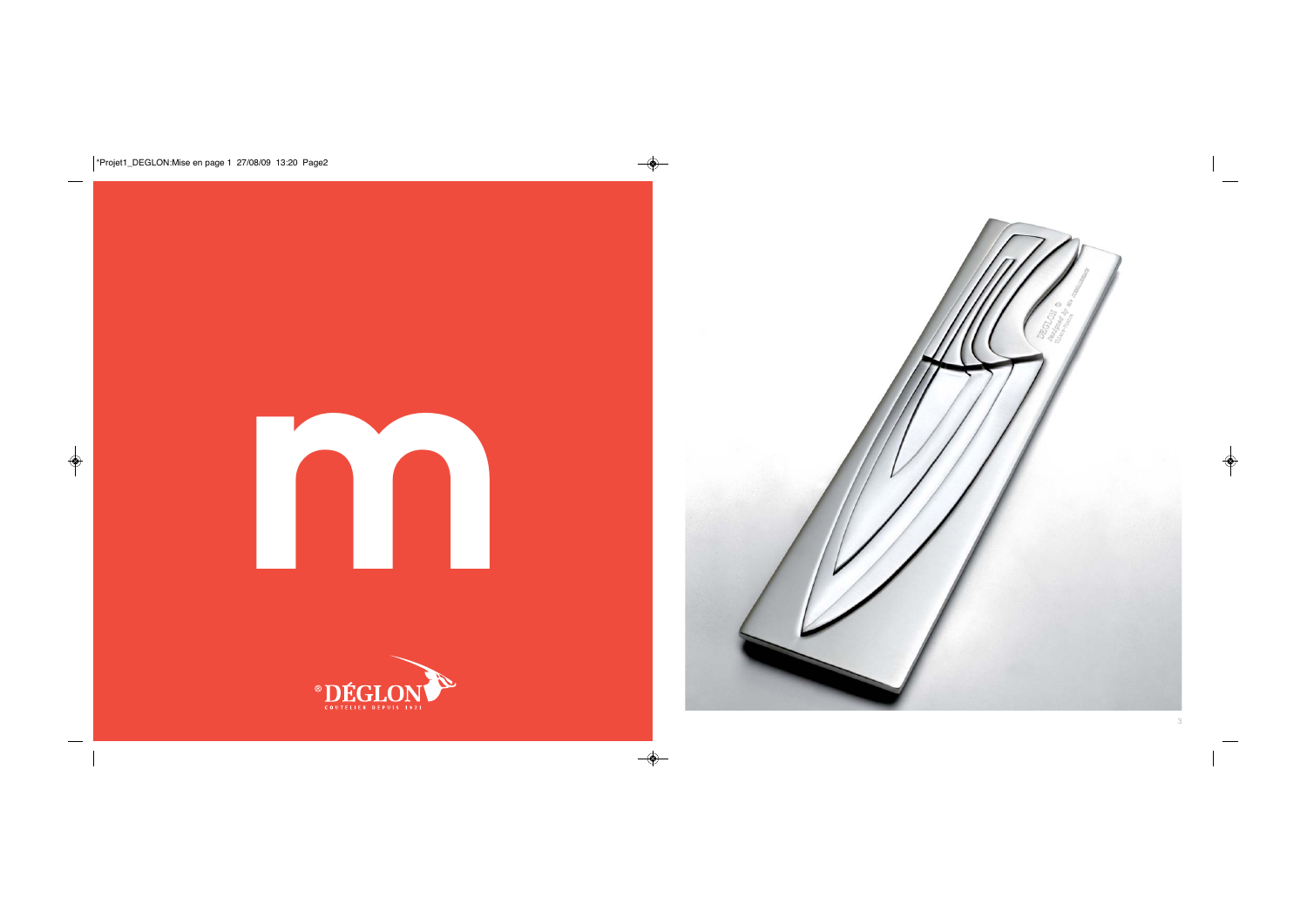m

®DÉGLON

COUTELIER DEPUIS 1921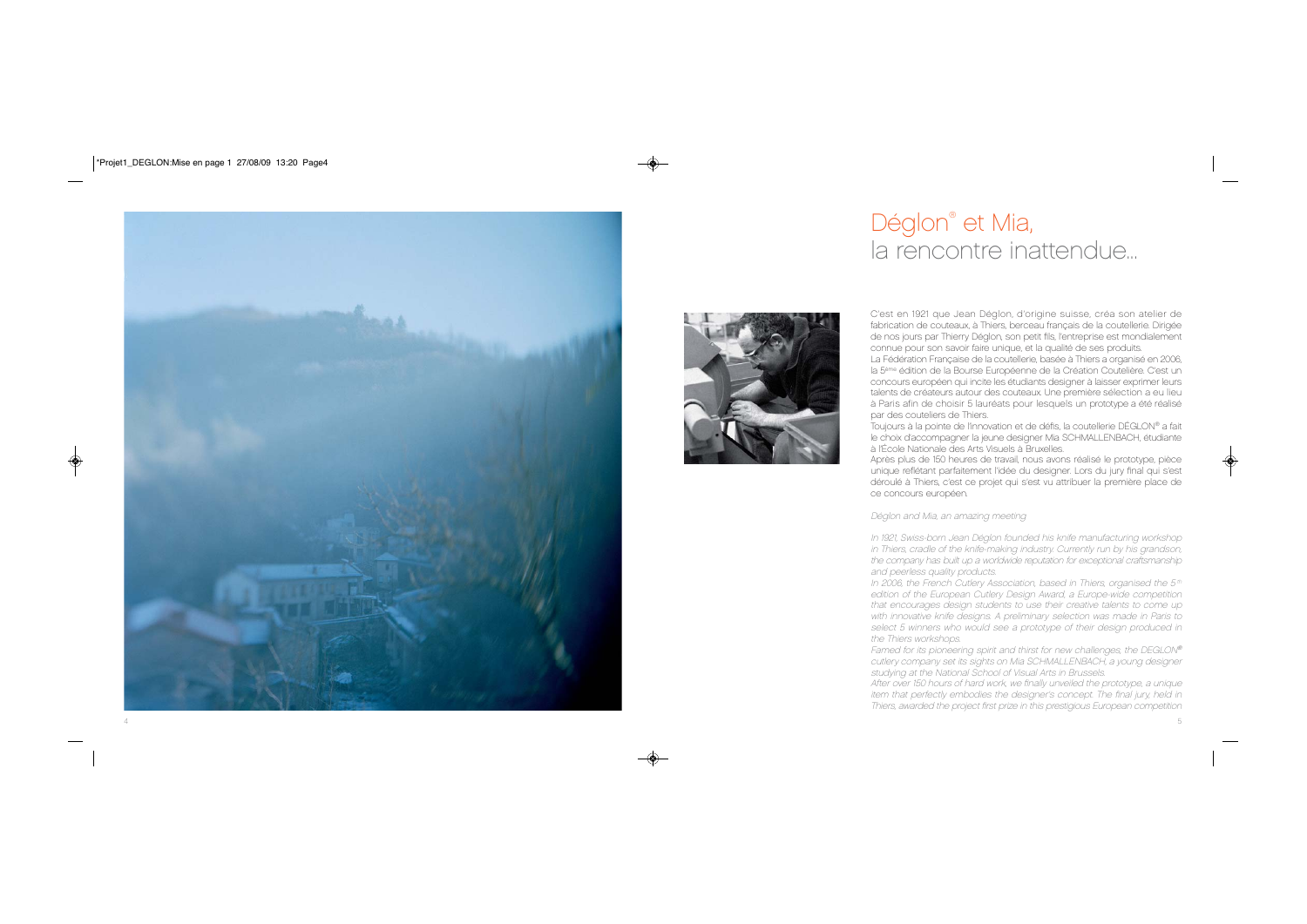# Déglon® et Mia,
# la rencontre inattendue...

C'est en 1921 que Jean Déglon, d'origine suisse, créa son atelier de fabrication de couteaux, à Thiers, berceau français de la coutellerie. Dirigée de nos jours par Thierry Déglon, son petit fils, l'entreprise est mondialement connue pour son savoir faire unique, et la qualité de ses produits.

La Fédération Française de la coutellerie, basée à Thiers a organisé en 2006, la 5ème édition de la Bourse Européenne de la Création Coutelière. C'est un concours européen qui incite les étudiants designer à laisser exprimer leurs talents de créateurs autour des couteaux. Une première sélection a eu lieu à Paris afin de choisir 5 lauréats pour lesquels un prototype a été réalisé par des couteliers de Thiers.

Toujours à la pointe de l'innovation et de défis, la coutellerie DÉGLON® a fait le choix d'accompagner la jeune designer Mia SCHMALLENBACH, étudiante à l'École Nationale des Arts Visuels à Bruxelles.

Après plus de 150 heures de travail, nous avons réalisé le prototype, pièce unique reflétant parfaitement l'idée du designer. Lors du jury final qui s'est déroulé à Thiers, c'est ce projet qui s'est vu attribuer la première place de ce concours européen.

*Déglon and Mia, an amazing meeting*

*In 1921, Swiss-born Jean Déglon founded his knife manufacturing workshop in Thiers, cradle of the knife-making industry. Currently run by his grandson, the company has built up a worldwide reputation for exceptional craftsmanship and peerless quality products.*

*In 2006, the French Cutlery Association, based in Thiers, organised the 5th edition of the European Cutlery Design Award, a Europe-wide competition that encourages design students to use their creative talents to come up with innovative knife designs. A preliminary selection was made in Paris to select 5 winners who would see a prototype of their design produced in the Thiers workshops.*

*Famed for its pioneering spirit and thirst for new challenges, the DEGLON® cutlery company set its sights on Mia SCHMALLENBACH, a young designer studying at the National School of Visual Arts in Brussels.*

*After over 150 hours of hard work, we finally unveiled the prototype, a unique item that perfectly embodies the designer's concept. The final jury, held in Thiers, awarded the project first prize in this prestigious European competition*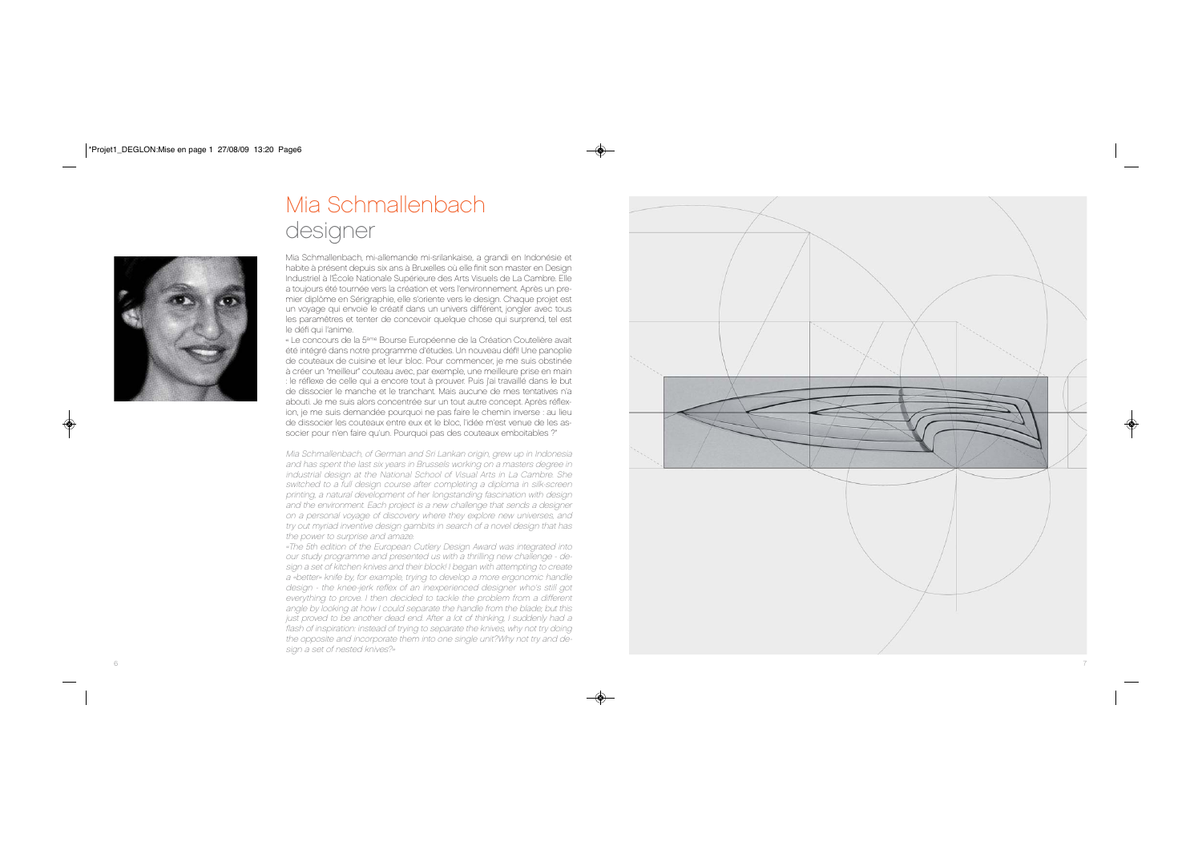# Mia Schmallenbach
## designer

Mia Schmallenbach, mi-allemande mi-srilankaise, a grandi en Indonésie et habite à présent depuis six ans à Bruxelles où elle finit son master en Design Industriel à l'École Nationale Supérieure des Arts Visuels de La Cambre. Elle a toujours été tournée vers la création et vers l'environnement. Après un premier diplôme en Sérigraphie, elle s'oriente vers le design. Chaque projet est un voyage qui envoie le créatif dans un univers différent, jongler avec tous les paramètres et tenter de concevoir quelque chose qui surprend, tel est le défi qui l'anime.

« Le concours de la 5ème Bourse Européenne de la Création Coutelière avait été intégré dans notre programme d'études. Un nouveau défi! Une panoplie de couteaux de cuisine et leur bloc. Pour commencer, je me suis obstinée à créer un "meilleur" couteau avec, par exemple, une meilleure prise en main : le réflexe de celle qui a encore tout à prouver. Puis j'ai travaillé dans le but de dissocier le manche et le tranchant. Mais aucune de mes tentatives n'a abouti. Je me suis alors concentrée sur un tout autre concept. Après réflexion, je me suis demandée pourquoi ne pas faire le chemin inverse : au lieu de dissocier les couteaux entre eux et le bloc, l'idée m'est venue de les associer pour n'en faire qu'un. Pourquoi pas des couteaux emboitables ?"

*Mia Schmallenbach, of German and Sri Lankan origin, grew up in Indonesia and has spent the last six years in Brussels working on a masters degree in industrial design at the National School of Visual Arts in La Cambre. She switched to a full design course after completing a diploma in silk-screen printing, a natural development of her longstanding fascination with design and the environment. Each project is a new challenge that sends a designer on a personal voyage of discovery where they explore new universes, and try out myriad inventive design gambits in search of a novel design that has the power to surprise and amaze.*

*«The 5th edition of the European Cutlery Design Award was integrated into our study programme and presented us with a thrilling new challenge - design a set of kitchen knives and their block! I began with attempting to create a »better« knife by, for example, trying to develop a more ergonomic handle design - the knee-jerk reflex of an inexperienced designer who's still got everything to prove. I then decided to tackle the problem from a different angle by looking at how I could separate the handle from the blade, but this just proved to be another dead end. After a lot of thinking, I suddenly had a flash of inspiration: instead of trying to separate the knives, why not try doing the opposite and incorporate them into one single unit?Why not try and design a set of nested knives?»*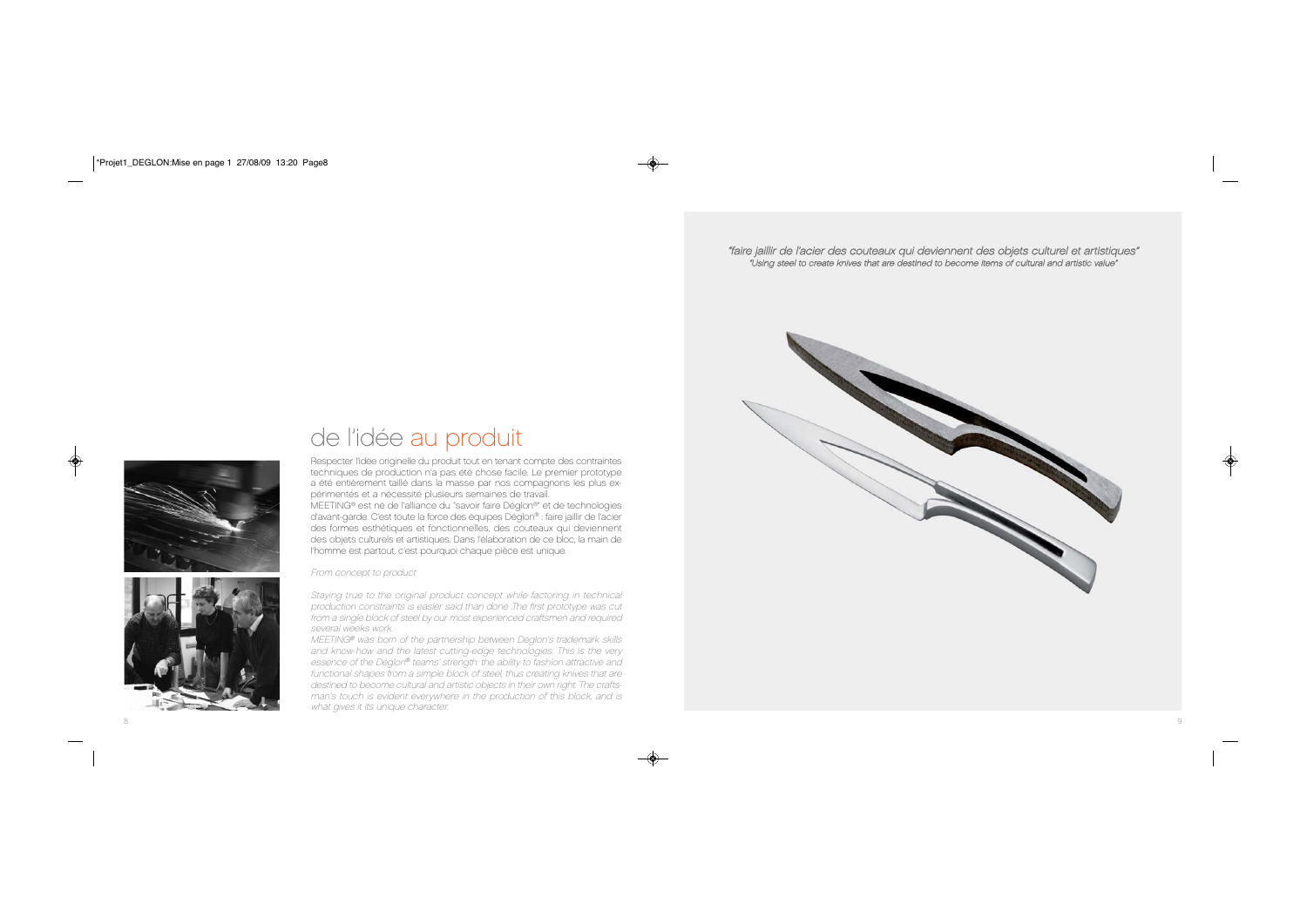# de l'idée au produit

Respecter l'idée originelle du produit tout en tenant compte des contraintes techniques de production n'a pas été chose facile. Le premier prototype a été entièrement taillé dans la masse par nos compagnons les plus expérimentés et a nécessité plusieurs semaines de travail.

MEETING® est né de l'alliance du "savoir faire Déglon®" et de technologies d'avant-garde. C'est toute la force des équipes Déglon® : faire jaillir de l'acier des formes esthétiques et fonctionnelles, des couteaux qui deviennent des objets culturels et artistiques. Dans l'élaboration de ce bloc, la main de l'homme est partout, c'est pourquoi chaque pièce est unique.

*From concept to product*

*Staying true to the original product concept while factoring in technical production constraints is easier said than done The first prototype was cut from a single block of steel by our most experienced craftsmen and required several weeks work.*

*MEETING® was born of the partnership between Déglon's trademark skills and know-how and the latest cutting-edge technologies. This is the very essence of the Déglon® teams' strength: the ability to fashion attractive and functional shapes from a simple block of steel, thus creating knives that are destined to become cultural and artistic objects in their own right. The craftsman's touch is evident everywhere in the production of this block, and is what gives it its unique character.*

*"faire jaillir de l'acier des couteaux qui deviennent des objets culturel et artistiques"*

*"Using steel to create knives that are destined to become items of cultural and artistic value"*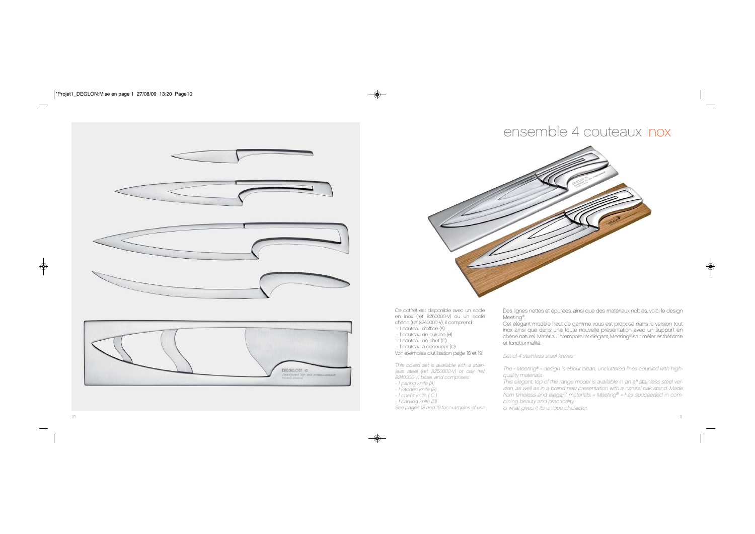# ensemble 4 couteaux inox

Ce coffret est disponible avec un socle en inox (réf 8250000-V) ou un socle chêne (réf 8240000-V), il comprend :

- 1 couteau d'office (A)
- 1 couteau de cuisine (B)
- 1 couteau de chef (C)
- 1 couteau à découper (D)

Voir exemples d'utilisation page 18 et 19.

*This boxed set is available with a stainless steel (ref. 8250000-V) or oak (ref. 8240000-V) base, and comprises:*

- *1 paring knife (A)*
- *1 kitchen knife (B)*
- *1 chef's knife ( C )*
- *1 carving knife (D)*

*See pages 18 and 19 for examples of use.*

Des lignes nettes et épurées, ainsi que des matériaux nobles, voici le design Meeting®.

Cet élégant modèle haut de gamme vous est proposé dans la version tout inox ainsi que dans une toute nouvelle présentation avec un support en chêne naturel. Matériau intemporel et élégant, Meeting® sait mêler esthétisme et fonctionnalité.

*Set of 4 stainless steel knives*

*The « Meeting® » design is about clean, uncluttered lines coupled with high-quality materials.*

*This elegant, top of the range model is available in an all stainless steel version, as well as in a brand new presentation with a natural oak stand. Made from timeless and elegant materials, « Meeting® » has succeeded in combining beauty and practicality.*

*is what gives it its unique character.*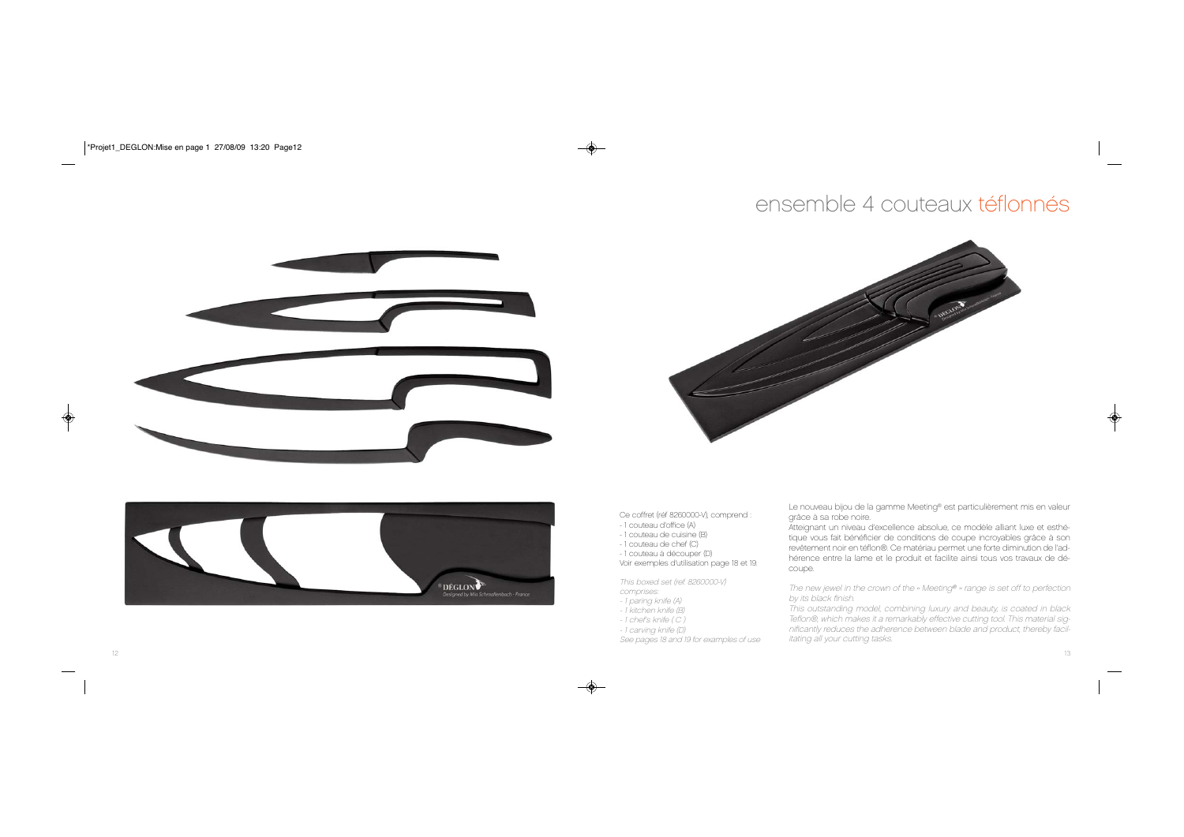# ensemble 4 couteaux téflonnés

Ce coffret (réf 8260000-V), comprend :

- 1 couteau d'office (A)
- 1 couteau de cuisine (B)
- 1 couteau de chef (C)
- 1 couteau à découper (D)

Voir exemples d'utilisation page 18 et 19.

*This boxed set (ref. 8260000-V) comprises:*

- *1 paring knife (A)*
- *1 kitchen knife (B)*
- *1 chef's knife ( C )*
- *1 carving knife (D)*

*See pages 18 and 19 for examples of use*

Le nouveau bijou de la gamme Meeting® est particulièrement mis en valeur grâce à sa robe noire.

Atteignant un niveau d'excellence absolue, ce modèle alliant luxe et esthétique vous fait bénéficier de conditions de coupe incroyables grâce à son revêtement noir en téflon®. Ce matériau permet une forte diminution de l'adhérence entre la lame et le produit et facilite ainsi tous vos travaux de découpe.

*The new jewel in the crown of the « Meeting® » range is set off to perfection by its black finish.*

*This outstanding model, combining luxury and beauty, is coated in black Teflon®, which makes it a remarkably effective cutting tool. This material significantly reduces the adherence between blade and product, thereby facilitating all your cutting tasks.*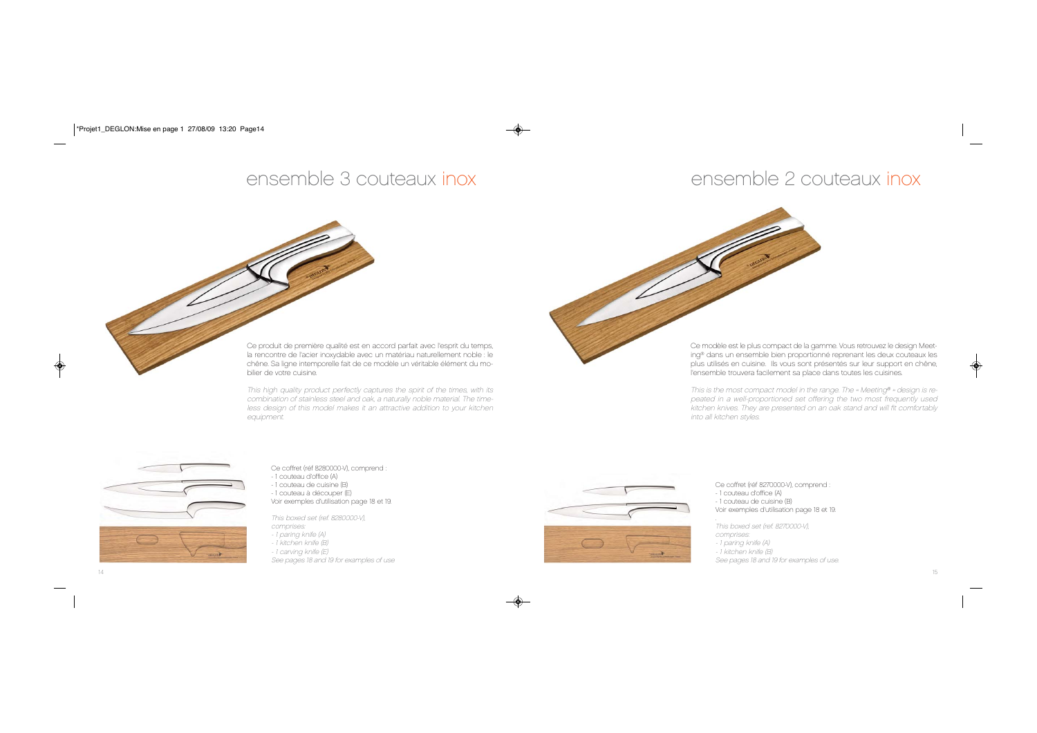# ensemble 3 couteaux inox

Ce produit de première qualité est en accord parfait avec l'esprit du temps, la rencontre de l'acier inoxydable avec un matériau naturellement noble : le chêne. Sa ligne intemporelle fait de ce modèle un véritable élément du mobilier de votre cuisine.

*This high quality product perfectly captures the spirit of the times, with its combination of stainless steel and oak, a naturally noble material. The timeless design of this model makes it an attractive addition to your kitchen equipment.*

Ce coffret (réf 8280000-V), comprend :
- 1 couteau d'office (A)
- 1 couteau de cuisine (B)
- 1 couteau à découper (E)

Voir exemples d'utilisation page 18 et 19.

*This boxed set (ref. 8280000-V), comprises:*
*- 1 paring knife (A)*
*- 1 kitchen knife (B)*
*- 1 carving knife (E)*
*See pages 18 and 19 for examples of use*

# ensemble 2 couteaux inox

Ce modèle est le plus compact de la gamme. Vous retrouvez le design Meeting® dans un ensemble bien proportionné reprenant les deux couteaux les plus utilisés en cuisine. Ils vous sont présentés sur leur support en chêne, l'ensemble trouvera facilement sa place dans toutes les cuisines.

*This is the most compact model in the range. The « Meeting® » design is repeated in a well-proportioned set offering the two most frequently used kitchen knives. They are presented on an oak stand and will fit comfortably into all kitchen styles.*

Ce coffret (réf 8270000-V), comprend :
- 1 couteau d'office (A)
- 1 couteau de cuisine (B)

Voir exemples d'utilisation page 18 et 19.

*This boxed set (ref. 8270000-V), comprises:*
*- 1 paring knife (A)*
*- 1 kitchen knife (B)*
*See pages 18 and 19 for examples of use.*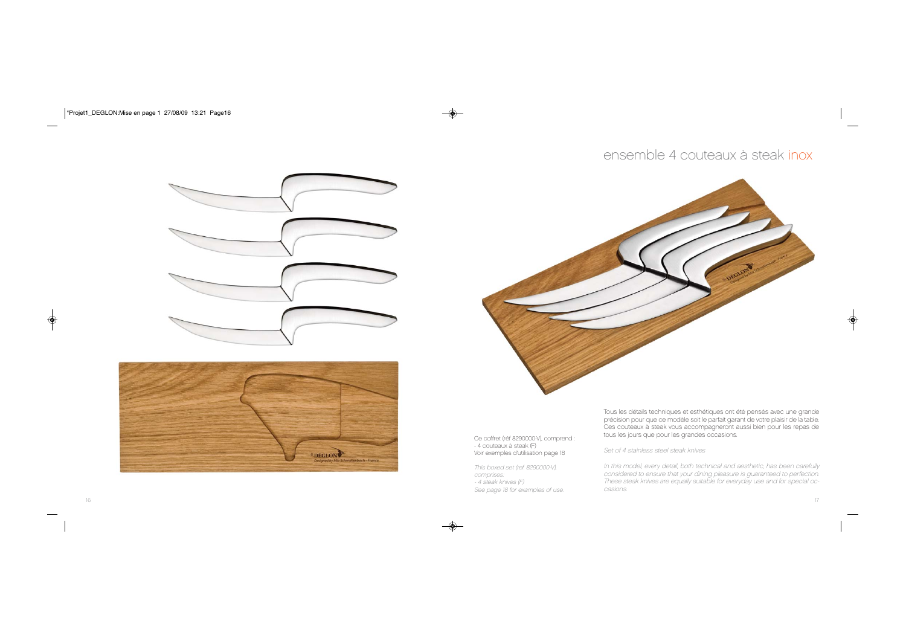# ensemble 4 couteaux à steak inox

Ce coffret (réf 8290000-V), comprend :
- 4 couteaux à steak (F)

Voir exemples d'utilisation page 18

*This boxed set (ref. 8290000-V), comprises:*
*- 4 steak knives (F)*
*See page 18 for examples of use.*

Tous les détails techniques et esthétiques ont été pensés avec une grande précision pour que ce modèle soit le parfait garant de votre plaisir de la table. Ces couteaux à steak vous accompagneront aussi bien pour les repas de tous les jours que pour les grandes occasions.

*Set of 4 stainless steel steak knives*

*In this model, every detail, both technical and aesthetic, has been carefully considered to ensure that your dining pleasure is guaranteed to perfection. These steak knives are equally suitable for everyday use and for special occasions.*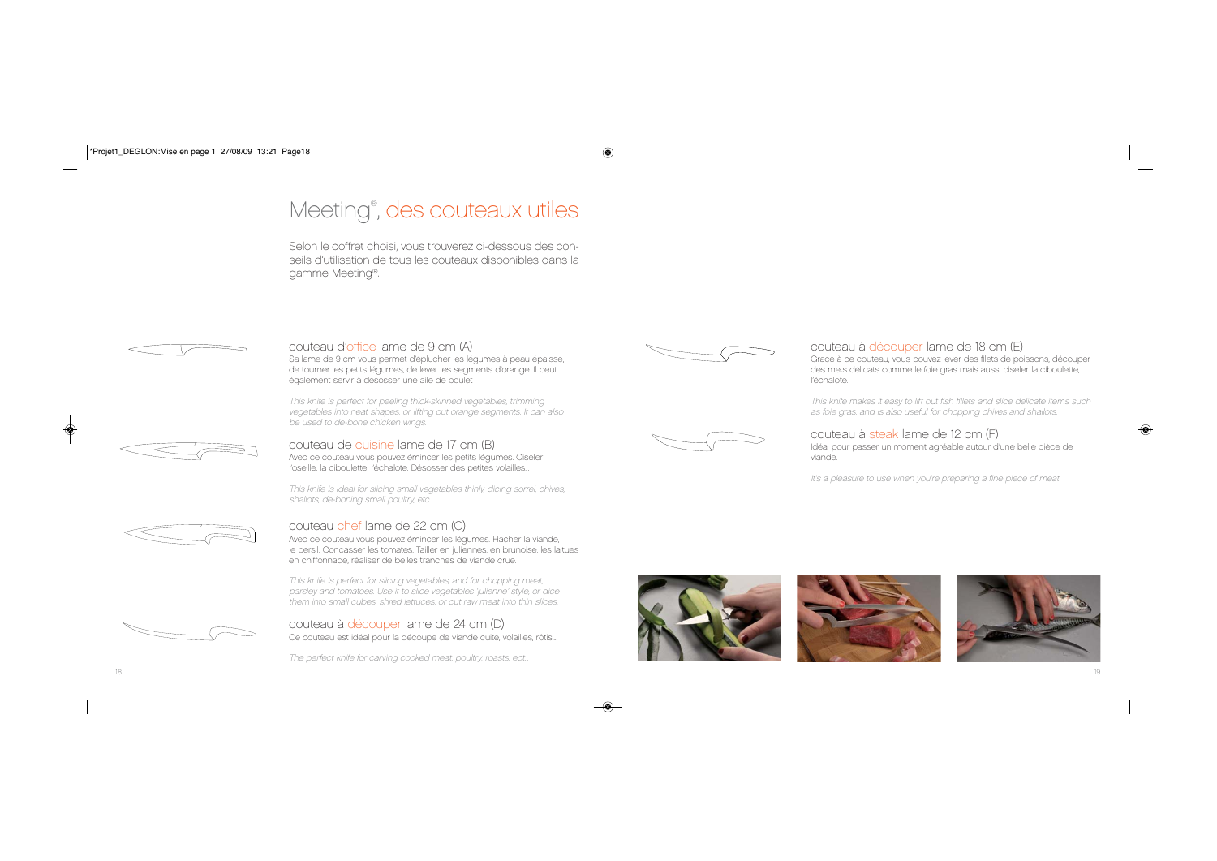# Meeting®, des couteaux utiles

Selon le coffret choisi, vous trouverez ci-dessous des conseils d'utilisation de tous les couteaux disponibles dans la gamme Meeting®.

## couteau d'office lame de 9 cm (A)

Sa lame de 9 cm vous permet d'éplucher les légumes à peau épaisse, de tourner les petits légumes, de lever les segments d'orange. Il peut également servir à désosser une aile de poulet

*This knife is perfect for peeling thick-skinned vegetables, trimming vegetables into neat shapes, or lifting out orange segments. It can also be used to de-bone chicken wings.*

## couteau de cuisine lame de 17 cm (B)

Avec ce couteau vous pouvez émincer les petits légumes. Ciseler l'oseille, la ciboulette, l'échalote. Désosser des petites volailles...

*This knife is ideal for slicing small vegetables thinly, dicing sorrel, chives, shallots, de-boning small poultry, etc.*

## couteau chef lame de 22 cm (C)

Avec ce couteau vous pouvez émincer les légumes. Hacher la viande, le persil. Concasser les tomates. Tailler en juliennes, en brunoise, les laitues en chiffonnade, réaliser de belles tranches de viande crue.

*This knife is perfect for slicing vegetables, and for chopping meat, parsley and tomatoes. Use it to slice vegetables 'julienne' style, or dice them into small cubes, shred lettuces, or cut raw meat into thin slices.*

## couteau à découper lame de 24 cm (D)

Ce couteau est idéal pour la découpe de viande cuite, volailles, rôtis...

*The perfect knife for carving cooked meat, poultry, roasts, ect...*

## couteau à découper lame de 18 cm (E)

Grace à ce couteau, vous pouvez lever des filets de poissons, découper des mets délicats comme le foie gras mais aussi ciseler la ciboulette, l'échalote.

*This knife makes it easy to lift out fish fillets and slice delicate items such as foie gras, and is also useful for chopping chives and shallots.*

## couteau à steak lame de 12 cm (F)

Idéal pour passer un moment agréable autour d'une belle pièce de viande.

*It's a pleasure to use when you're preparing a fine piece of meat*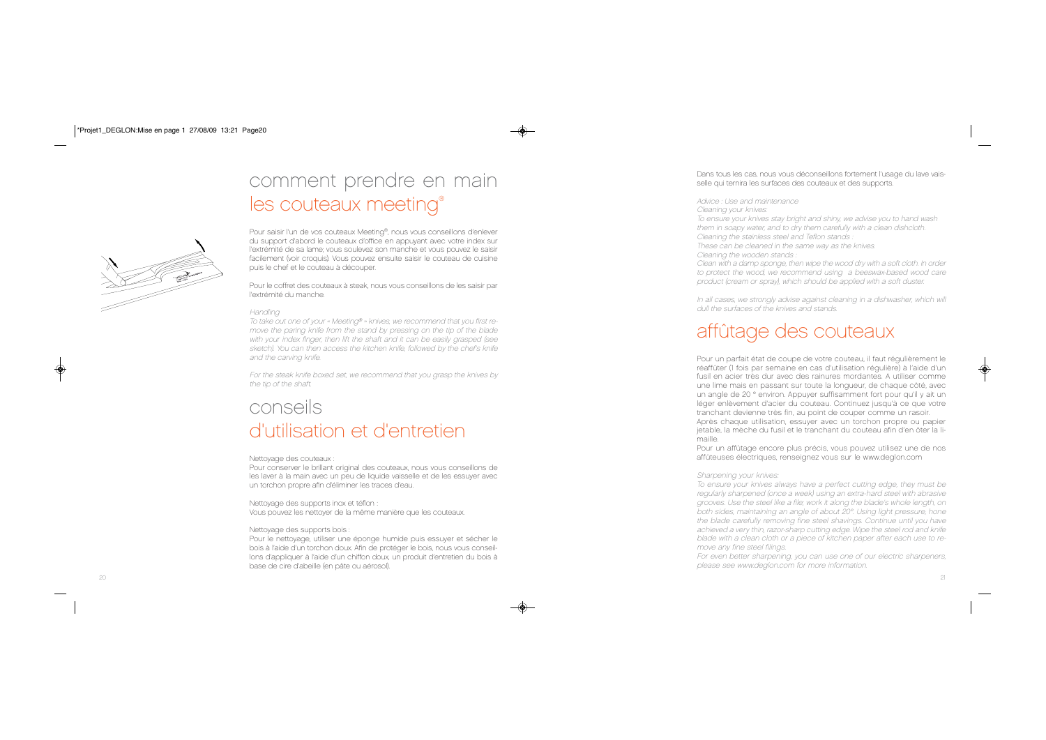# comment prendre en main les couteaux meeting®

Pour saisir l'un de vos couteaux Meeting®, nous vous conseillons d'enlever du support d'abord le couteaux d'office en appuyant avec votre index sur l'extrémité de sa lame; vous soulevez son manche et vous pouvez le saisir facilement (voir croquis). Vous pouvez ensuite saisir le couteau de cuisine puis le chef et le couteau à découper.

Pour le coffret des couteaux à steak, nous vous conseillons de les saisir par l'extrémité du manche.

*Handling*

*To take out one of your « Meeting® » knives, we recommend that you first remove the paring knife from the stand by pressing on the tip of the blade with your index finger, then lift the shaft and it can be easily grasped (see sketch). You can then access the kitchen knife, followed by the chef's knife and the carving knife.*

*For the steak knife boxed set, we recommend that you grasp the knives by the tip of the shaft.*

# conseils d'utilisation et d'entretien

Nettoyage des couteaux :

Pour conserver le brillant original des couteaux, nous vous conseillons de les laver à la main avec un peu de liquide vaisselle et de les essuyer avec un torchon propre afin d'éliminer les traces d'eau.

Nettoyage des supports inox et téflon :

Vous pouvez les nettoyer de la même manière que les couteaux.

Nettoyage des supports bois :

Pour le nettoyage, utiliser une éponge humide puis essuyer et sécher le bois à l'aide d'un torchon doux. Afin de protéger le bois, nous vous conseillons d'appliquer à l'aide d'un chiffon doux, un produit d'entretien du bois à base de cire d'abeille (en pâte ou aérosol).

Dans tous les cas, nous vous déconseillons fortement l'usage du lave vaisselle qui ternira les surfaces des couteaux et des supports.

*Advice : Use and maintenance*

*Cleaning your knives:*

*To ensure your knives stay bright and shiny, we advise you to hand wash them in soapy water, and to dry them carefully with a clean dishcloth.*

*Cleaning the stainless steel and Teflon stands :*

*These can be cleaned in the same way as the knives.*

*Cleaning the wooden stands :*

*Clean with a damp sponge, then wipe the wood dry with a soft cloth. In order to protect the wood, we recommend using a beeswax-based wood care product (cream or spray), which should be applied with a soft duster.*

*In all cases, we strongly advise against cleaning in a dishwasher, which will dull the surfaces of the knives and stands.*

# affûtage des couteaux

Pour un parfait état de coupe de votre couteau, il faut régulièrement le réaffûter (1 fois par semaine en cas d'utilisation régulière) à l'aide d'un fusil en acier très dur avec des rainures mordantes. A utiliser comme une lime mais en passant sur toute la longueur, de chaque côté, avec un angle de 20 ° environ. Appuyer suffisamment fort pour qu'il y ait un léger enlèvement d'acier du couteau. Continuez jusqu'à ce que votre tranchant devienne très fin, au point de couper comme un rasoir.
Après chaque utilisation, essuyer avec un torchon propre ou papier jetable, la mèche du fusil et le tranchant du couteau afin d'en ôter la limaille.
Pour un affûtage encore plus précis, vous pouvez utilisez une de nos affûteuses électriques, renseignez vous sur le www.deglon.com

*Sharpening your knives:*

*To ensure your knives always have a perfect cutting edge, they must be regularly sharpened (once a week) using an extra-hard steel with abrasive grooves. Use the steel like a file; work it along the blade's whole length, on both sides, maintaining an angle of about 20°. Using light pressure, hone the blade carefully removing fine steel shavings. Continue until you have achieved a very thin, razor-sharp cutting edge. Wipe the steel rod and knife blade with a clean cloth or a piece of kitchen paper after each use to remove any fine steel filings.*

*For even better sharpening, you can use one of our electric sharpeners, please see www.deglon.com for more information.*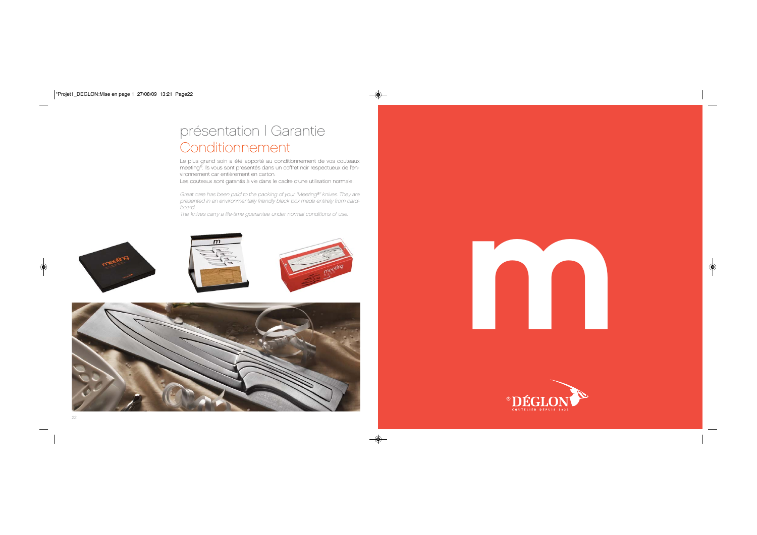# présentation | Garantie

## Conditionnement

Le plus grand soin a été apporté au conditionnement de vos couteaux meeting®. Ils vous sont présentés dans un coffret noir respectueux de l'environnement car entièrement en carton.

Les couteaux sont garantis à vie dans le cadre d'une utilisation normale.

*Great care has been paid to the packing of your "Meeting®" knives. They are presented in an environmentally friendly black box made entirely from cardboard.*

*The knives carry a life-time guarantee under normal conditions of use.*

m

®DÉGLON

COUTELIER DEPUIS 1921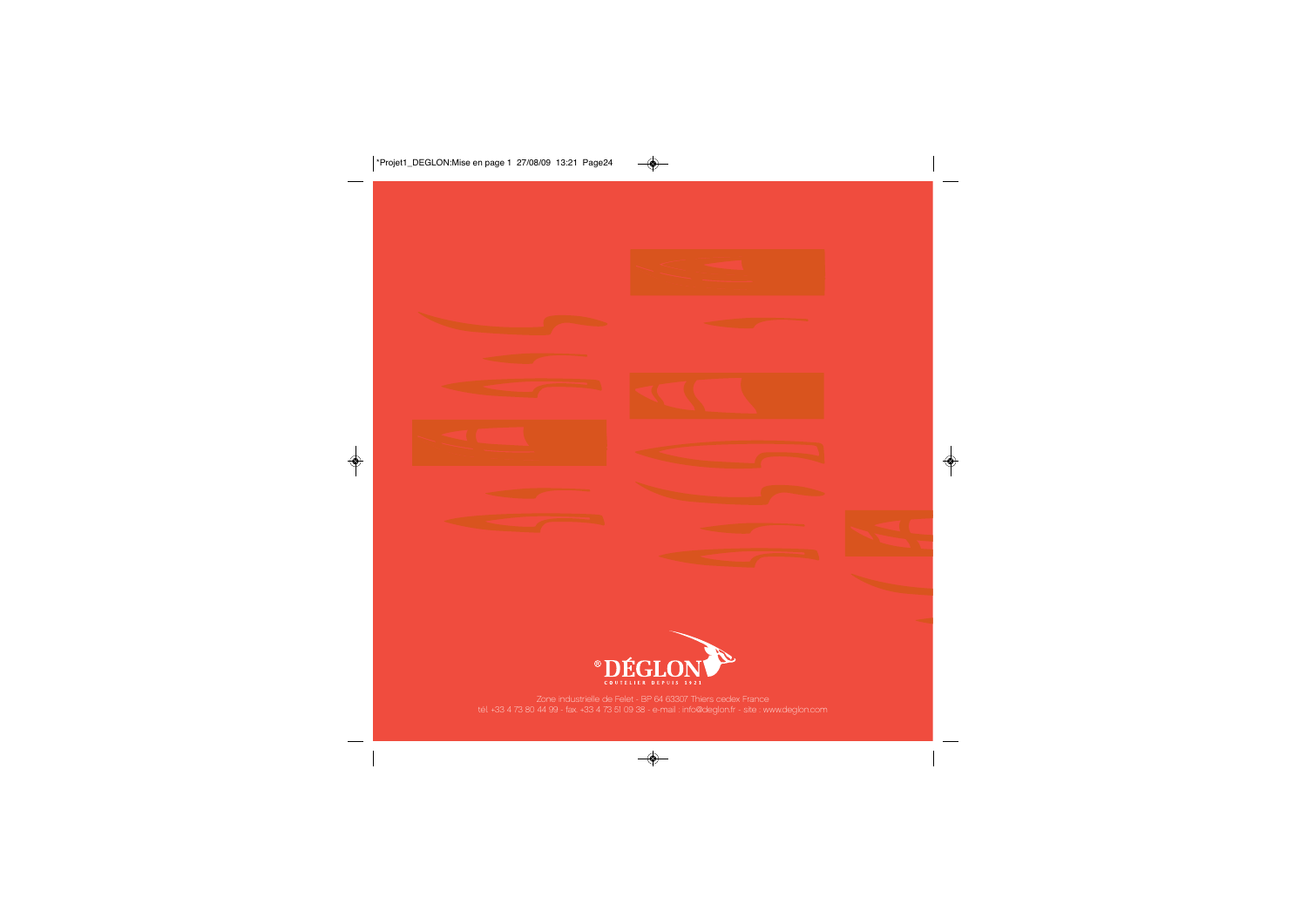®DÉGLON

COUTELIER DEPUIS 1921

Zone industrielle de Felet - BP 64 63307 Thiers cedex France

tél. +33 4 73 80 44 99 - fax. +33 4 73 51 09 38 - e-mail : info@deglon.fr - site : www.deglon.com